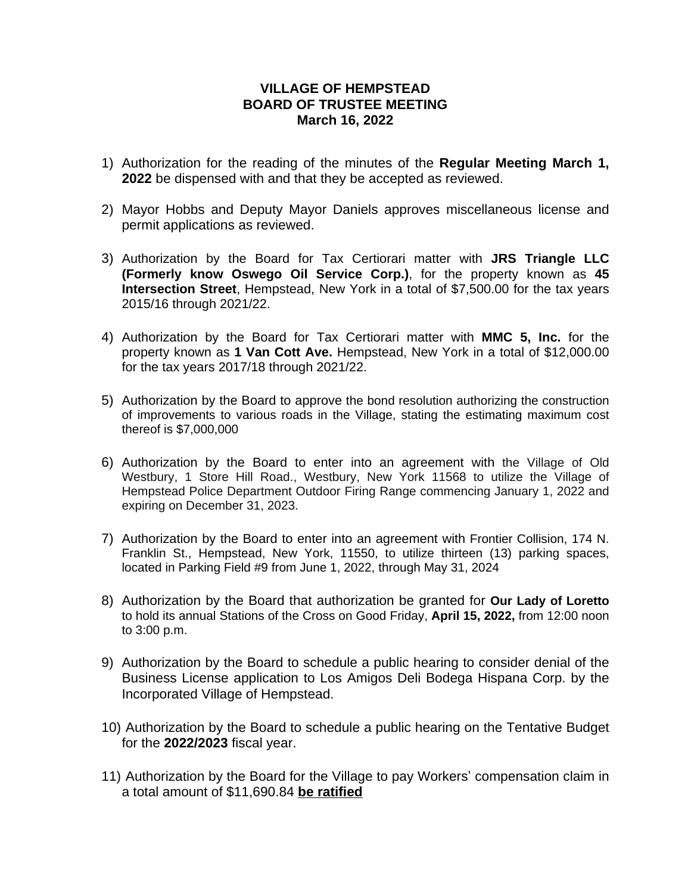**VILLAGE OF HEMPSTEAD**
**BOARD OF TRUSTEE MEETING**
**March 16, 2022**

1) Authorization for the reading of the minutes of the **Regular Meeting March 1, 2022** be dispensed with and that they be accepted as reviewed.

2) Mayor Hobbs and Deputy Mayor Daniels approves miscellaneous license and permit applications as reviewed.

3) Authorization by the Board for Tax Certiorari matter with **JRS Triangle LLC (Formerly know Oswego Oil Service Corp.)**, for the property known as **45 Intersection Street**, Hempstead, New York in a total of $7,500.00 for the tax years 2015/16 through 2021/22.

4) Authorization by the Board for Tax Certiorari matter with **MMC 5, Inc.** for the property known as **1 Van Cott Ave.** Hempstead, New York in a total of $12,000.00 for the tax years 2017/18 through 2021/22.

5) Authorization by the Board to approve the bond resolution authorizing the construction of improvements to various roads in the Village, stating the estimating maximum cost thereof is $7,000,000

6) Authorization by the Board to enter into an agreement with the Village of Old Westbury, 1 Store Hill Road., Westbury, New York 11568 to utilize the Village of Hempstead Police Department Outdoor Firing Range commencing January 1, 2022 and expiring on December 31, 2023.

7) Authorization by the Board to enter into an agreement with Frontier Collision, 174 N. Franklin St., Hempstead, New York, 11550, to utilize thirteen (13) parking spaces, located in Parking Field #9 from June 1, 2022, through May 31, 2024

8) Authorization by the Board that authorization be granted for **Our Lady of Loretto** to hold its annual Stations of the Cross on Good Friday, **April 15, 2022,** from 12:00 noon to 3:00 p.m.

9) Authorization by the Board to schedule a public hearing to consider denial of the Business License application to Los Amigos Deli Bodega Hispana Corp. by the Incorporated Village of Hempstead.

10) Authorization by the Board to schedule a public hearing on the Tentative Budget for the **2022/2023** fiscal year.

11) Authorization by the Board for the Village to pay Workers' compensation claim in a total amount of $11,690.84 **be ratified**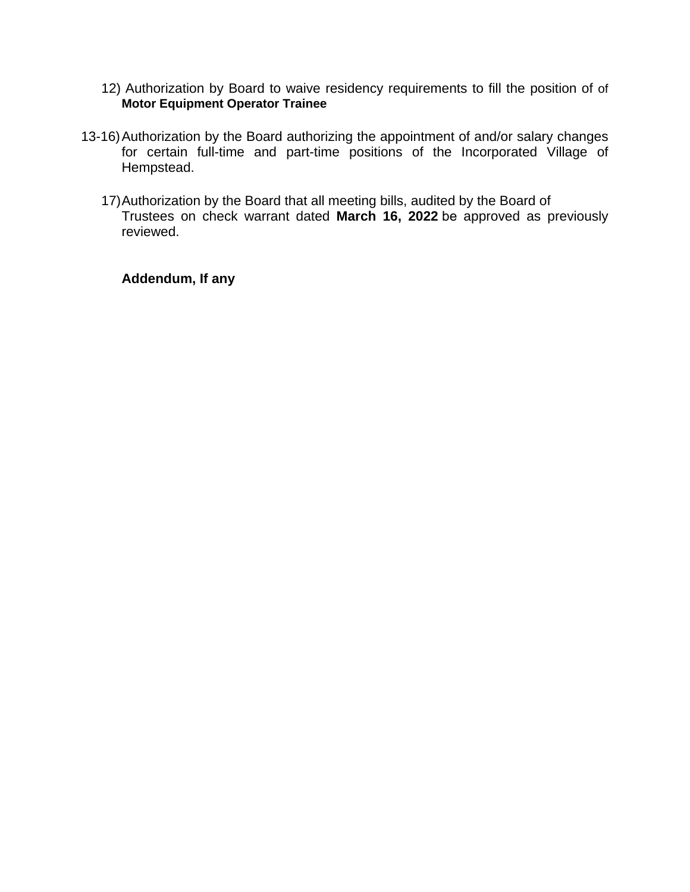12) Authorization by Board to waive residency requirements to fill the position of of **Motor Equipment Operator Trainee**

13-16) Authorization by the Board authorizing the appointment of and/or salary changes for certain full-time and part-time positions of the Incorporated Village of Hempstead.

17) Authorization by the Board that all meeting bills, audited by the Board of Trustees on check warrant dated **March 16, 2022** be approved as previously reviewed.

**Addendum, If any**